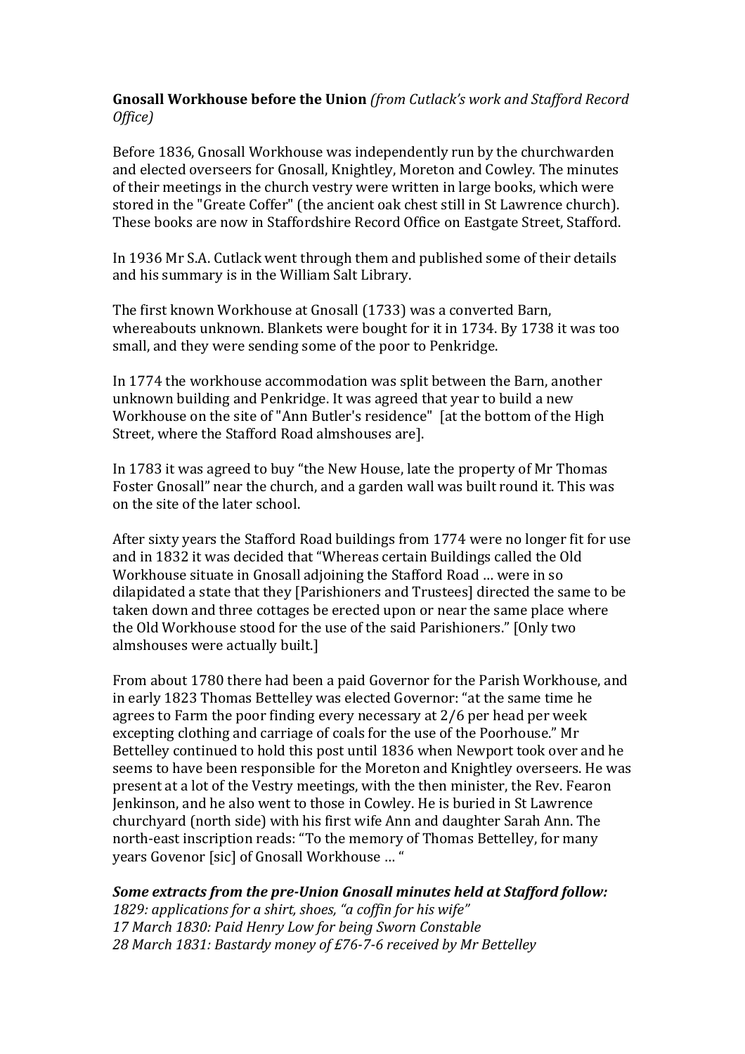**Gnosall Workhouse before the Union** *(from Cutlack's work and Stafford Record Office)*

Before 1836, Gnosall Workhouse was independently run by the churchwarden and elected overseers for Gnosall, Knightley, Moreton and Cowley. The minutes of their meetings in the church vestry were written in large books, which were stored in the "Greate Coffer" (the ancient oak chest still in St Lawrence church). These books are now in Staffordshire Record Office on Eastgate Street, Stafford.

In 1936 Mr S.A. Cutlack went through them and published some of their details and his summary is in the William Salt Library.

The first known Workhouse at Gnosall (1733) was a converted Barn, whereabouts unknown. Blankets were bought for it in 1734. By 1738 it was too small, and they were sending some of the poor to Penkridge.

In 1774 the workhouse accommodation was split between the Barn, another unknown building and Penkridge. It was agreed that year to build a new Workhouse on the site of "Ann Butler's residence" [at the bottom of the High Street, where the Stafford Road almshouses are].

In 1783 it was agreed to buy "the New House, late the property of Mr Thomas Foster Gnosall" near the church, and a garden wall was built round it. This was on the site of the later school.

After sixty years the Stafford Road buildings from 1774 were no longer fit for use and in 1832 it was decided that "Whereas certain Buildings called the Old Workhouse situate in Gnosall adjoining the Stafford Road … were in so dilapidated a state that they [Parishioners and Trustees] directed the same to be taken down and three cottages be erected upon or near the same place where the Old Workhouse stood for the use of the said Parishioners." [Only two almshouses were actually built.]

From about 1780 there had been a paid Governor for the Parish Workhouse, and in early 1823 Thomas Bettelley was elected Governor: "at the same time he agrees to Farm the poor finding every necessary at 2/6 per head per week excepting clothing and carriage of coals for the use of the Poorhouse." Mr Bettelley continued to hold this post until 1836 when Newport took over and he seems to have been responsible for the Moreton and Knightley overseers. He was present at a lot of the Vestry meetings, with the then minister, the Rev. Fearon Jenkinson, and he also went to those in Cowley. He is buried in St Lawrence churchyard (north side) with his first wife Ann and daughter Sarah Ann. The north-east inscription reads: "To the memory of Thomas Bettelley, for many years Govenor [sic] of Gnosall Workhouse … "

***Some extracts from the pre-Union Gnosall minutes held at Stafford follow:***
*1829: applications for a shirt, shoes, "a coffin for his wife"*
*17 March 1830: Paid Henry Low for being Sworn Constable*
*28 March 1831: Bastardy money of £76-7-6 received by Mr Bettelley*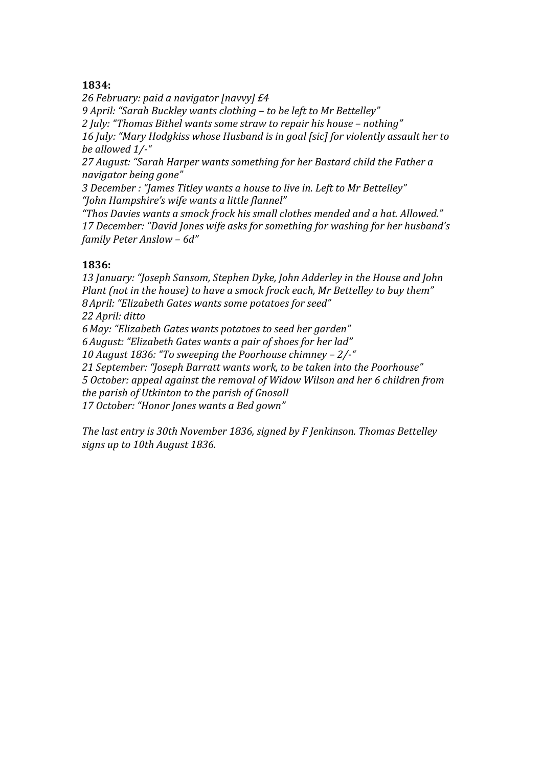**1834:**

*26 February: paid a navigator [navvy] £4*
*9 April: "Sarah Buckley wants clothing – to be left to Mr Bettelley"*
*2 July: "Thomas Bithel wants some straw to repair his house – nothing"*
*16 July: "Mary Hodgkiss whose Husband is in goal [sic] for violently assault her to be allowed 1/-"*
*27 August: "Sarah Harper wants something for her Bastard child the Father a navigator being gone"*
*3 December : "James Titley wants a house to live in. Left to Mr Bettelley"*
*"John Hampshire's wife wants a little flannel"*
*"Thos Davies wants a smock frock his small clothes mended and a hat. Allowed."*
*17 December: "David Jones wife asks for something for washing for her husband's family Peter Anslow – 6d"*

**1836:**

*13 January: "Joseph Sansom, Stephen Dyke, John Adderley in the House and John Plant (not in the house) to have a smock frock each, Mr Bettelley to buy them"*
*8 April: "Elizabeth Gates wants some potatoes for seed"*
*22 April: ditto*
*6 May: "Elizabeth Gates wants potatoes to seed her garden"*
*6 August: "Elizabeth Gates wants a pair of shoes for her lad"*
*10 August 1836: "To sweeping the Poorhouse chimney – 2/-"*
*21 September: "Joseph Barratt wants work, to be taken into the Poorhouse"*
*5 October: appeal against the removal of Widow Wilson and her 6 children from the parish of Utkinton to the parish of Gnosall*
*17 October: "Honor Jones wants a Bed gown"*

*The last entry is 30th November 1836, signed by F Jenkinson. Thomas Bettelley signs up to 10th August 1836.*